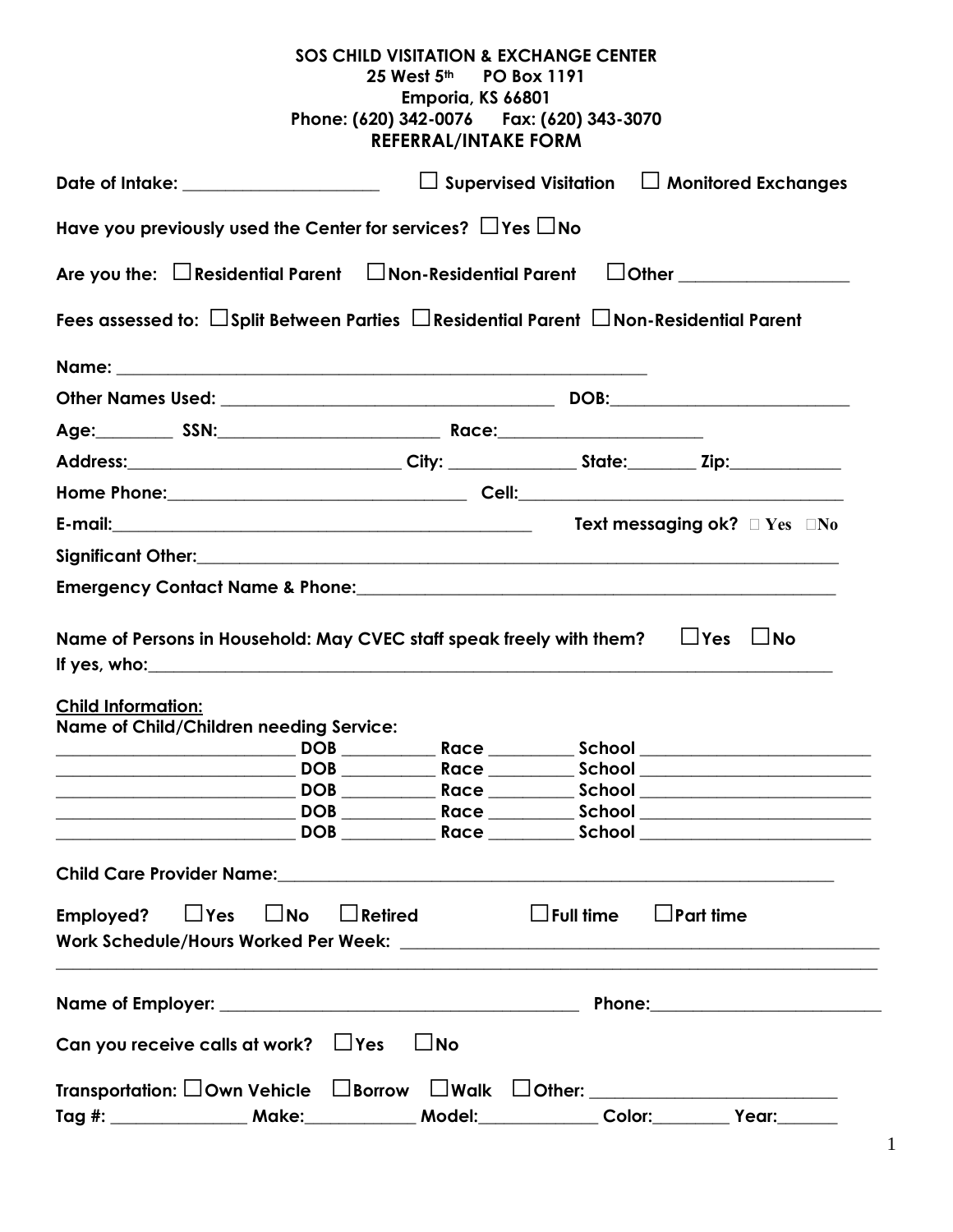**SOS CHILD VISITATION & EXCHANGE CENTER**
**25 West 5th PO Box 1191**
**Emporia, KS 66801**
**Phone: (620) 342-0076 Fax: (620) 343-3070**

# REFERRAL/INTAKE FORM

**Date of Intake:** ____________________ ☐ **Supervised Visitation** ☐ **Monitored Exchanges**

**Have you previously used the Center for services?** ☐ **Yes** ☐ **No**

**Are you the:** ☐ **Residential Parent** ☐ **Non-Residential Parent** ☐ **Other** ________________

**Fees assessed to:** ☐ **Split Between Parties** ☐ **Residential Parent** ☐ **Non-Residential Parent**

**Name:** ______________________________________________________

**Other Names Used:** ________________________________ **DOB:** ______________________

**Age:** ________ **SSN:** ______________________ **Race:** ____________________

**Address:** ___________________________ **City:** ____________ **State:** _______ **Zip:** __________

**Home Phone:** ____________________________ **Cell:** ______________________________

**E-mail:** ________________________________________ **Text messaging ok?** ☐ **Yes** ☐ **No**

**Significant Other:** ____________________________________________________________

**Emergency Contact Name & Phone:** ______________________________________________

**Name of Persons in Household: May CVEC staff speak freely with them?** ☐ **Yes** ☐ **No**
**If yes, who:** ______________________________________________________________

**Child Information:**
**Name of Child/Children needing Service:**

______________________ **DOB** _________ **Race** ________ **School** ____________________
______________________ **DOB** _________ **Race** ________ **School** ____________________
______________________ **DOB** _________ **Race** ________ **School** ____________________
______________________ **DOB** _________ **Race** ________ **School** ____________________
______________________ **DOB** _________ **Race** ________ **School** ____________________

**Child Care Provider Name:** _____________________________________________________

**Employed?** ☐ **Yes** ☐ **No** ☐ **Retired** ☐ **Full time** ☐ **Part time**
**Work Schedule/Hours Worked Per Week:** ___________________________________________
______________________________________________________________________________

**Name of Employer:** __________________________________ **Phone:** ____________________

**Can you receive calls at work?** ☐ **Yes** ☐ **No**

**Transportation:** ☐ **Own Vehicle** ☐ **Borrow** ☐ **Walk** ☐ **Other:** ______________________
**Tag #:** _____________ **Make:** __________ **Model:** ___________ **Color:** _______ **Year:** ______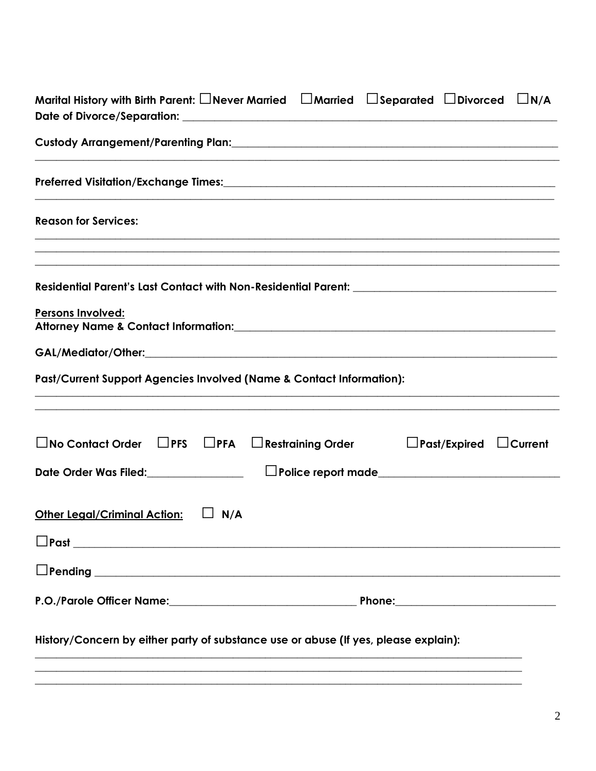**Marital History with Birth Parent:** ☐ **Never Married** ☐ **Married** ☐ **Separated** ☐ **Divorced** ☐ **N/A**

**Date of Divorce/Separation:** ___________________________________________________________

**Custody Arrangement/Parenting Plan:** ______________________________________________________

_____________________________________________________________________________________

**Preferred Visitation/Exchange Times:** _____________________________________________________

_____________________________________________________________________________________

**Reason for Services:**

_____________________________________________________________________________________

_____________________________________________________________________________________

_____________________________________________________________________________________

**Residential Parent's Last Contact with Non-Residential Parent:** ______________________________

**Persons Involved:**

**Attorney Name & Contact Information:** _____________________________________________________

**GAL/Mediator/Other:** __________________________________________________________________

**Past/Current Support Agencies Involved (Name & Contact Information):**

_____________________________________________________________________________________

_____________________________________________________________________________________

☐ **No Contact Order** ☐ **PFS** ☐ **PFA** ☐ **Restraining Order** ☐ **Past/Expired** ☐ **Current**

**Date Order Was Filed:** ________________ ☐ **Police report made** ______________________________

**Other Legal/Criminal Action:** ☐ **N/A**

☐ **Past** _________________________________________________________________________________

☐ **Pending** ______________________________________________________________________________

**P.O./Parole Officer Name:** ________________________________ **Phone:** ___________________________

**History/Concern by either party of substance use or abuse (If yes, please explain):**

_____________________________________________________________________________________

_____________________________________________________________________________________

_____________________________________________________________________________________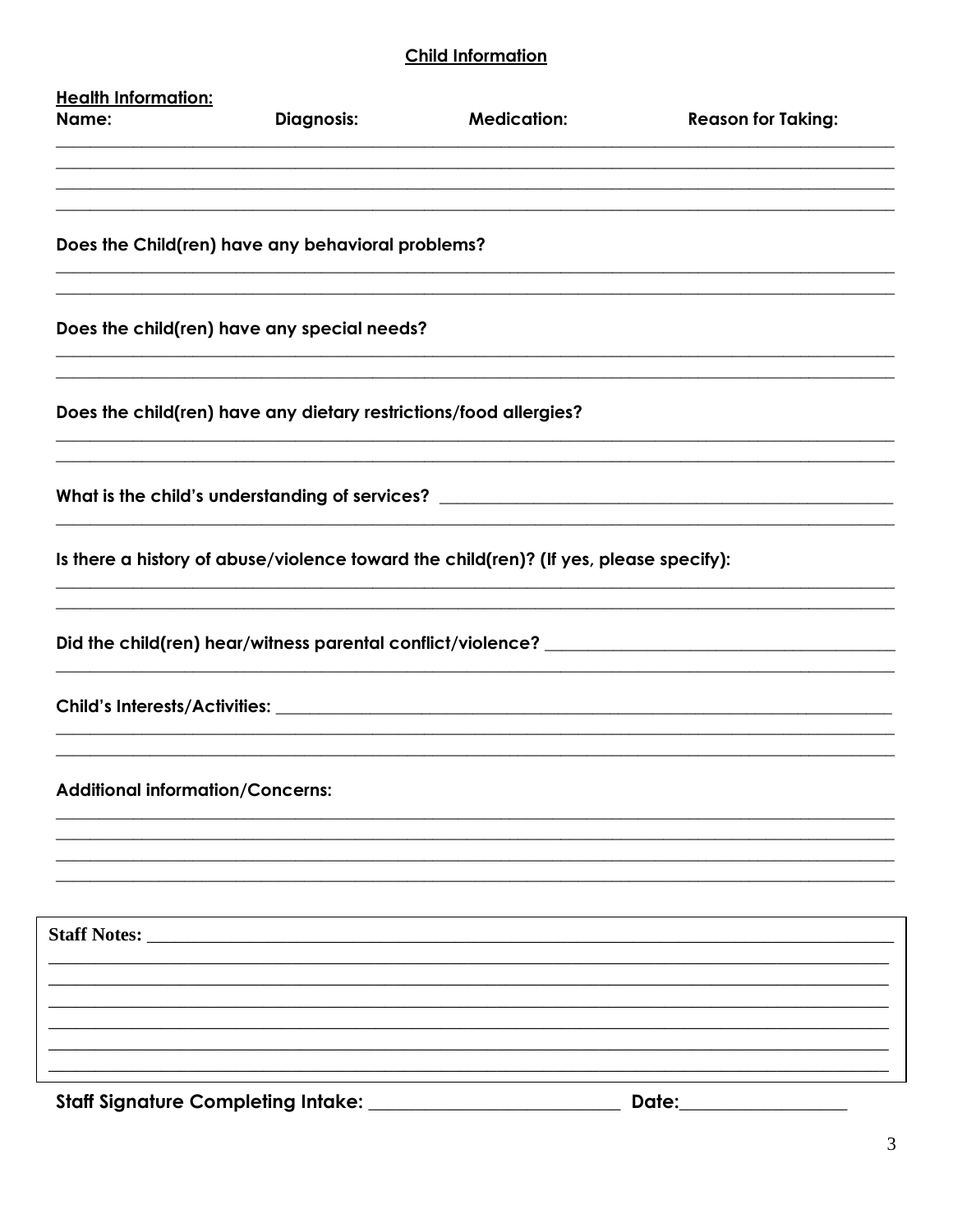## Child Information

**Health Information:**

| Name: | Diagnosis: | Medication: | Reason for Taking: |
|---|---|---|---|
| | | | |
| | | | |
| | | | |
| | | | |

**Does the Child(ren) have any behavioral problems?**

______________________________________________________________________

______________________________________________________________________

**Does the child(ren) have any special needs?**

______________________________________________________________________

______________________________________________________________________

**Does the child(ren) have any dietary restrictions/food allergies?**

______________________________________________________________________

______________________________________________________________________

**What is the child's understanding of services?** ______________________________

______________________________________________________________________

**Is there a history of abuse/violence toward the child(ren)? (If yes, please specify):**

______________________________________________________________________

______________________________________________________________________

**Did the child(ren) hear/witness parental conflict/violence?** ______________________

______________________________________________________________________

**Child's Interests/Activities:** ______________________________________________

______________________________________________________________________

______________________________________________________________________

**Additional information/Concerns:**

______________________________________________________________________

______________________________________________________________________

______________________________________________________________________

______________________________________________________________________

**Staff Notes:** ______________________________________________________

______________________________________________________________________

______________________________________________________________________

______________________________________________________________________

______________________________________________________________________

______________________________________________________________________

______________________________________________________________________

**Staff Signature Completing Intake:** ____________________ **Date:**______________